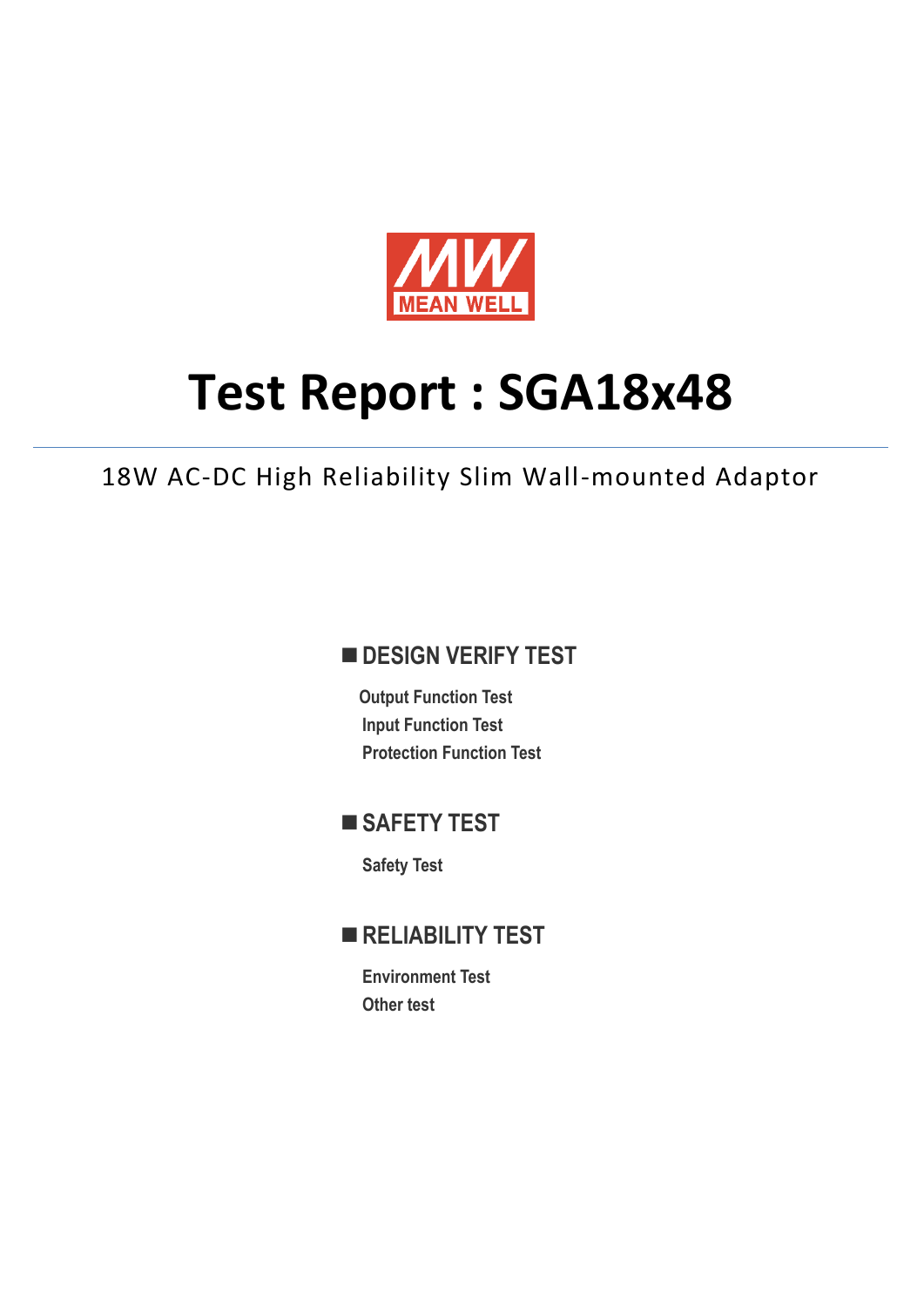MEAN WELL

# Test Report : SGA18x48

18W AC-DC High Reliability Slim Wall-mounted Adaptor

## ■ DESIGN VERIFY TEST

**Output Function Test**

**Input Function Test**

**Protection Function Test**

## ■ SAFETY TEST

**Safety Test**

## ■ RELIABILITY TEST

**Environment Test**

**Other test**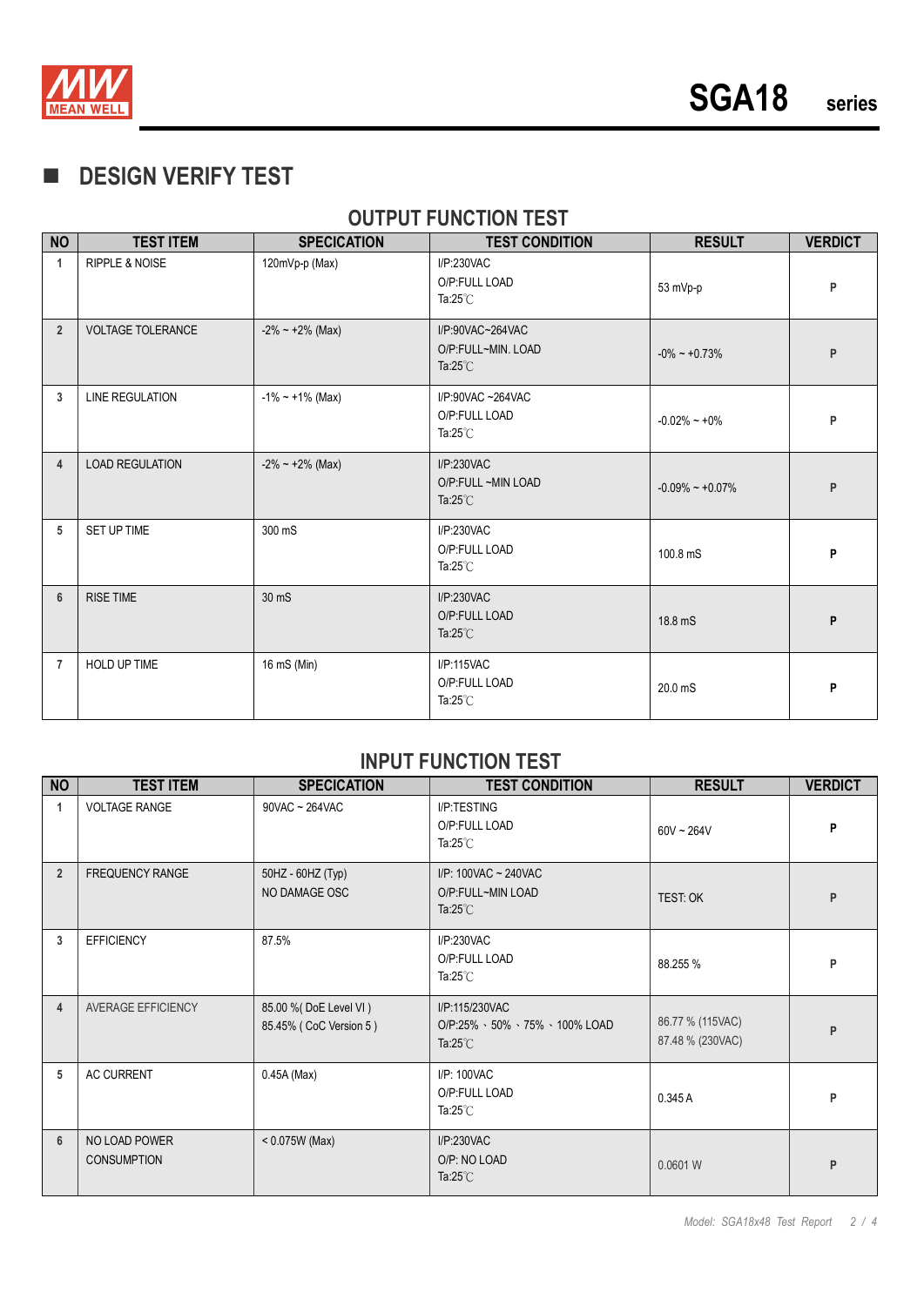## ■ DESIGN VERIFY TEST

### OUTPUT FUNCTION TEST

| NO | TEST ITEM | SPECICATION | TEST CONDITION | RESULT | VERDICT |
|---|---|---|---|---|---|
| 1 | RIPPLE & NOISE | 120mVp-p (Max) | I/P:230VAC<br>O/P:FULL LOAD<br>Ta:25℃ | 53 mVp-p | P |
| 2 | VOLTAGE TOLERANCE | -2% ~ +2% (Max) | I/P:90VAC~264VAC<br>O/P:FULL~MIN. LOAD<br>Ta:25℃ | -0% ~ +0.73% | P |
| 3 | LINE REGULATION | -1% ~ +1% (Max) | I/P:90VAC ~264VAC<br>O/P:FULL LOAD<br>Ta:25℃ | -0.02% ~ +0% | P |
| 4 | LOAD REGULATION | -2% ~ +2% (Max) | I/P:230VAC<br>O/P:FULL ~MIN LOAD<br>Ta:25℃ | -0.09% ~ +0.07% | P |
| 5 | SET UP TIME | 300 mS | I/P:230VAC<br>O/P:FULL LOAD<br>Ta:25℃ | 100.8 mS | P |
| 6 | RISE TIME | 30 mS | I/P:230VAC<br>O/P:FULL LOAD<br>Ta:25℃ | 18.8 mS | P |
| 7 | HOLD UP TIME | 16 mS (Min) | I/P:115VAC<br>O/P:FULL LOAD<br>Ta:25℃ | 20.0 mS | P |

### INPUT FUNCTION TEST

| NO | TEST ITEM | SPECICATION | TEST CONDITION | RESULT | VERDICT |
|---|---|---|---|---|---|
| 1 | VOLTAGE RANGE | 90VAC ~ 264VAC | I/P:TESTING<br>O/P:FULL LOAD<br>Ta:25℃ | 60V ~ 264V | P |
| 2 | FREQUENCY RANGE | 50HZ - 60HZ (Typ)<br>NO DAMAGE OSC | I/P: 100VAC ~ 240VAC<br>O/P:FULL~MIN LOAD<br>Ta:25℃ | TEST: OK | P |
| 3 | EFFICIENCY | 87.5% | I/P:230VAC<br>O/P:FULL LOAD<br>Ta:25℃ | 88.255 % | P |
| 4 | AVERAGE EFFICIENCY | 85.00 %( DoE Level VI )<br>85.45% ( CoC Version 5 ) | I/P:115/230VAC<br>O/P:25% 、50% 、75% 、100% LOAD<br>Ta:25℃ | 86.77 % (115VAC)<br>87.48 % (230VAC) | P |
| 5 | AC CURRENT | 0.45A (Max) | I/P: 100VAC<br>O/P:FULL LOAD<br>Ta:25℃ | 0.345 A | P |
| 6 | NO LOAD POWER CONSUMPTION | < 0.075W (Max) | I/P:230VAC<br>O/P: NO LOAD<br>Ta:25℃ | 0.0601 W | P |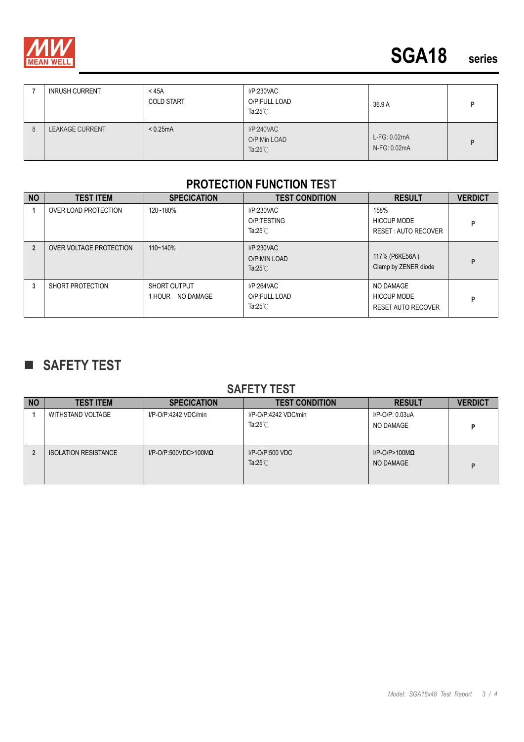| 7 | INRUSH CURRENT | < 45A<br>COLD START | I/P:230VAC<br>O/P:FULL LOAD<br>Ta:25℃ | 36.9 A | P |
|---|---|---|---|---|---|
| 8 | LEAKAGE CURRENT | < 0.25mA | I/P:240VAC<br>O/P:Min LOAD<br>Ta:25℃ | L-FG: 0.02mA<br>N-FG: 0.02mA | P |

### PROTECTION FUNCTION TEST

| NO | TEST ITEM | SPECICATION | TEST CONDITION | RESULT | VERDICT |
|---|---|---|---|---|---|
| 1 | OVER LOAD PROTECTION | 120~180% | I/P:230VAC<br>O/P:TESTING<br>Ta:25℃ | 158%<br>HICCUP MODE<br>RESET : AUTO RECOVER | P |
| 2 | OVER VOLTAGE PROTECTION | 110~140% | I/P:230VAC<br>O/P:MIN LOAD<br>Ta:25℃ | 117% (P6KE56A )<br>Clamp by ZENER diode | P |
| 3 | SHORT PROTECTION | SHORT OUTPUT<br>1 HOUR NO DAMAGE | I/P:264VAC<br>O/P:FULL LOAD<br>Ta:25℃ | NO DAMAGE<br>HICCUP MODE<br>RESET AUTO RECOVER | P |

## ■ SAFETY TEST

### SAFETY TEST

| NO | TEST ITEM | SPECICATION | TEST CONDITION | RESULT | VERDICT |
|---|---|---|---|---|---|
| 1 | WITHSTAND VOLTAGE | I/P-O/P:4242 VDC/min | I/P-O/P:4242 VDC/min<br>Ta:25℃ | I/P-O/P: 0.03uA<br>NO DAMAGE | P |
| 2 | ISOLATION RESISTANCE | I/P-O/P:500VDC>100MΩ | I/P-O/P:500 VDC<br>Ta:25℃ | I/P-O/P>100MΩ<br>NO DAMAGE | P |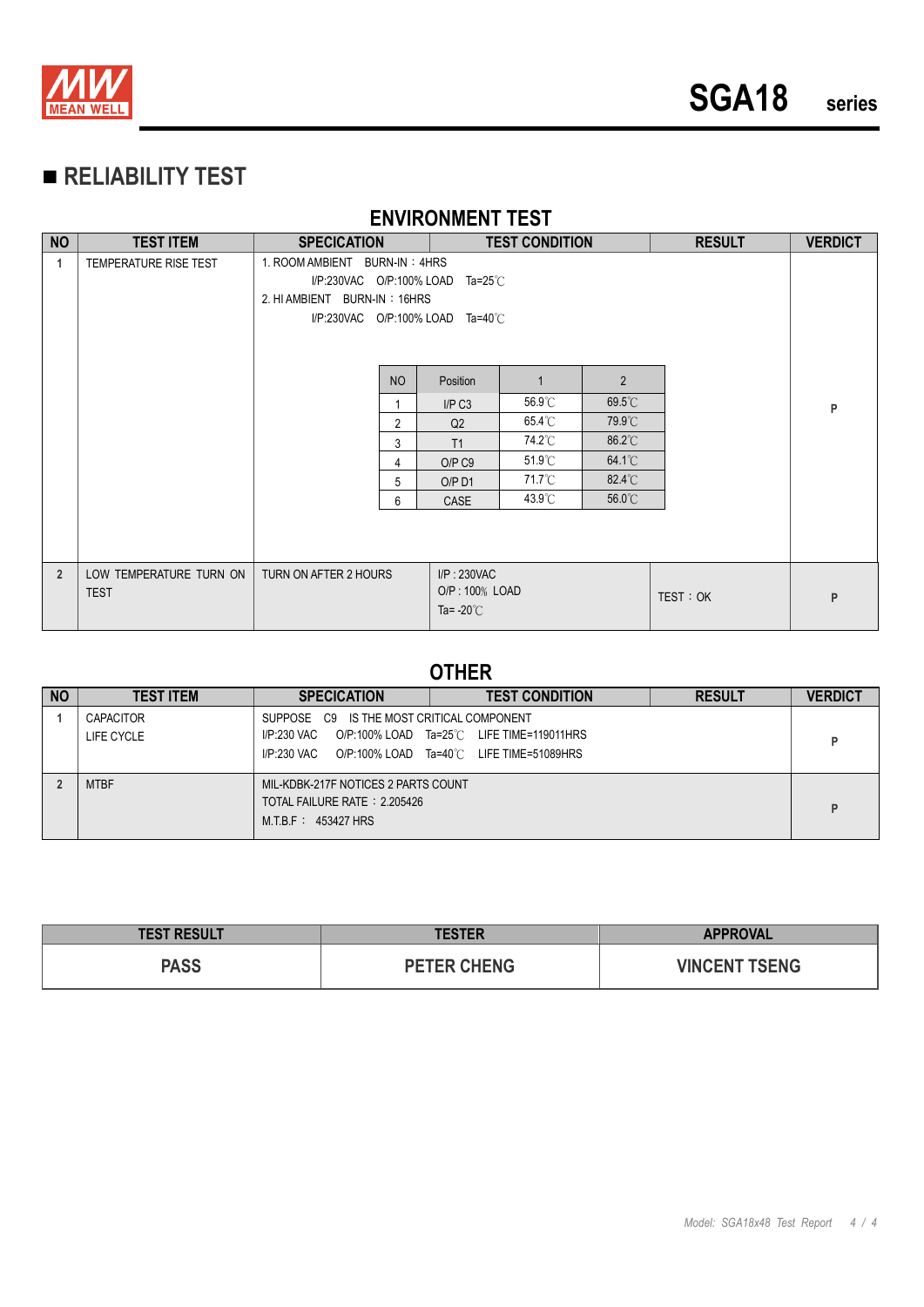## ■ RELIABILITY TEST

### ENVIRONMENT TEST

| NO | TEST ITEM | SPECICATION | TEST CONDITION | RESULT | VERDICT |
|---|---|---|---|---|---|
| 1 | TEMPERATURE RISE TEST | 1. ROOM AMBIENT BURN-IN：4HRS<br>I/P:230VAC O/P:100% LOAD Ta=25℃<br>2. HI AMBIENT BURN-IN：16HRS<br>I/P:230VAC O/P:100% LOAD Ta=40℃ | | | P |
| 2 | LOW TEMPERATURE TURN ON TEST | TURN ON AFTER 2 HOURS | I/P : 230VAC<br>O/P : 100% LOAD<br>Ta= -20℃ | TEST：OK | P |

| NO | Position | 1 | 2 |
|---|---|---|---|
| 1 | I/P C3 | 56.9℃ | 69.5℃ |
| 2 | Q2 | 65.4℃ | 79.9℃ |
| 3 | T1 | 74.2℃ | 86.2℃ |
| 4 | O/P C9 | 51.9℃ | 64.1℃ |
| 5 | O/P D1 | 71.7℃ | 82.4℃ |
| 6 | CASE | 43.9℃ | 56.0℃ |

### OTHER

| NO | TEST ITEM | SPECICATION | TEST CONDITION | RESULT | VERDICT |
|---|---|---|---|---|---|
| 1 | CAPACITOR LIFE CYCLE | SUPPOSE C9 IS THE MOST CRITICAL COMPONENT<br>I/P:230 VAC O/P:100% LOAD Ta=25℃ LIFE TIME=119011HRS<br>I/P:230 VAC O/P:100% LOAD Ta=40℃ LIFE TIME=51089HRS | | | P |
| 2 | MTBF | MIL-KDBK-217F NOTICES 2 PARTS COUNT<br>TOTAL FAILURE RATE：2.205426<br>M.T.B.F： 453427 HRS | | | P |

| TEST RESULT | TESTER | APPROVAL |
|---|---|---|
| PASS | PETER CHENG | VINCENT TSENG |